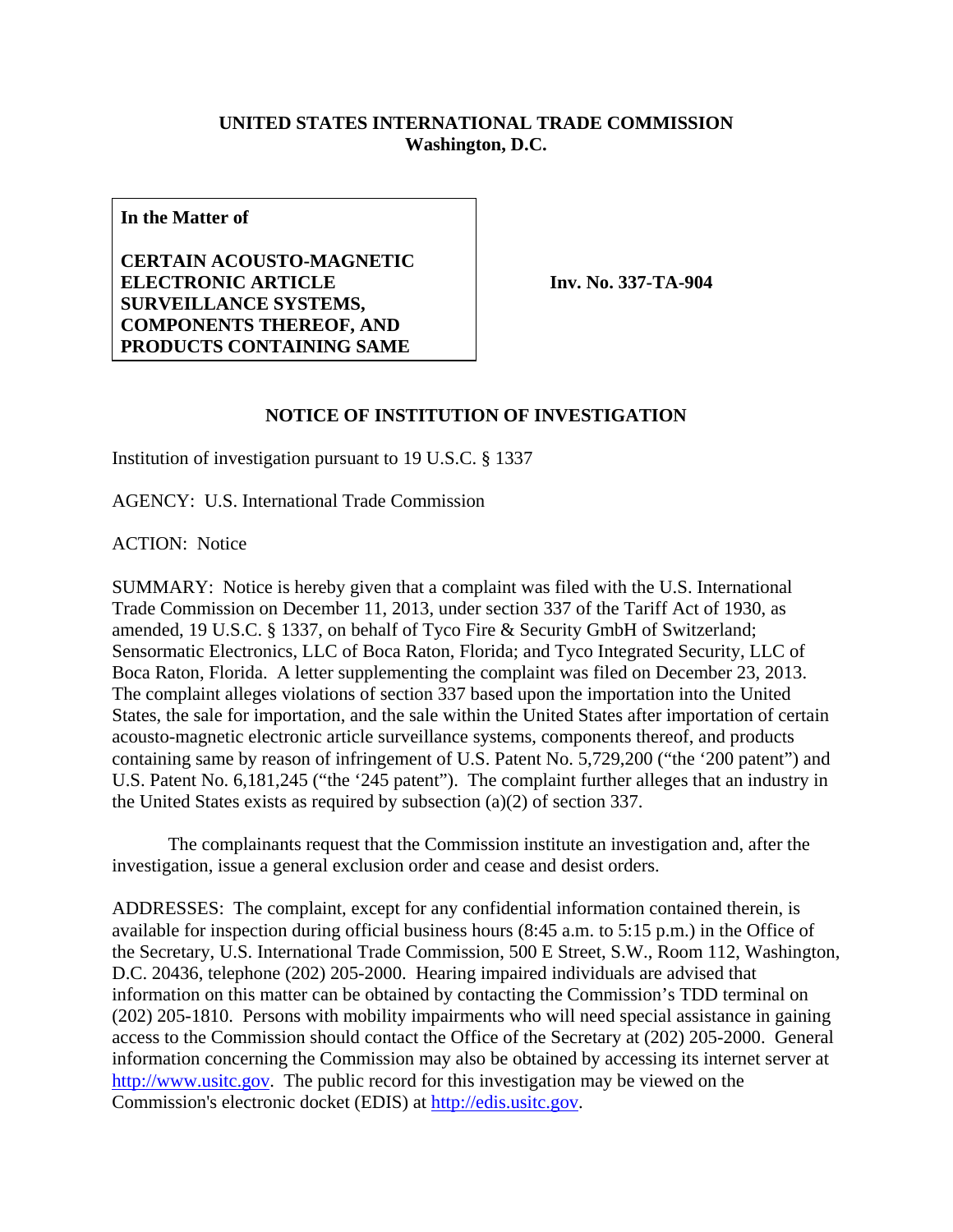**UNITED STATES INTERNATIONAL TRADE COMMISSION**
**Washington, D.C.**

| **In the Matter of**<br><br>**CERTAIN ACOUSTO-MAGNETIC ELECTRONIC ARTICLE SURVEILLANCE SYSTEMS, COMPONENTS THEREOF, AND PRODUCTS CONTAINING SAME** | **Inv. No. 337-TA-904** |
|---|---|

## NOTICE OF INSTITUTION OF INVESTIGATION

Institution of investigation pursuant to 19 U.S.C. § 1337

AGENCY: U.S. International Trade Commission

ACTION: Notice

SUMMARY: Notice is hereby given that a complaint was filed with the U.S. International Trade Commission on December 11, 2013, under section 337 of the Tariff Act of 1930, as amended, 19 U.S.C. § 1337, on behalf of Tyco Fire & Security GmbH of Switzerland; Sensormatic Electronics, LLC of Boca Raton, Florida; and Tyco Integrated Security, LLC of Boca Raton, Florida. A letter supplementing the complaint was filed on December 23, 2013. The complaint alleges violations of section 337 based upon the importation into the United States, the sale for importation, and the sale within the United States after importation of certain acousto-magnetic electronic article surveillance systems, components thereof, and products containing same by reason of infringement of U.S. Patent No. 5,729,200 ("the '200 patent") and U.S. Patent No. 6,181,245 ("the '245 patent"). The complaint further alleges that an industry in the United States exists as required by subsection (a)(2) of section 337.

The complainants request that the Commission institute an investigation and, after the investigation, issue a general exclusion order and cease and desist orders.

ADDRESSES: The complaint, except for any confidential information contained therein, is available for inspection during official business hours (8:45 a.m. to 5:15 p.m.) in the Office of the Secretary, U.S. International Trade Commission, 500 E Street, S.W., Room 112, Washington, D.C. 20436, telephone (202) 205-2000. Hearing impaired individuals are advised that information on this matter can be obtained by contacting the Commission's TDD terminal on (202) 205-1810. Persons with mobility impairments who will need special assistance in gaining access to the Commission should contact the Office of the Secretary at (202) 205-2000. General information concerning the Commission may also be obtained by accessing its internet server at http://www.usitc.gov. The public record for this investigation may be viewed on the Commission's electronic docket (EDIS) at http://edis.usitc.gov.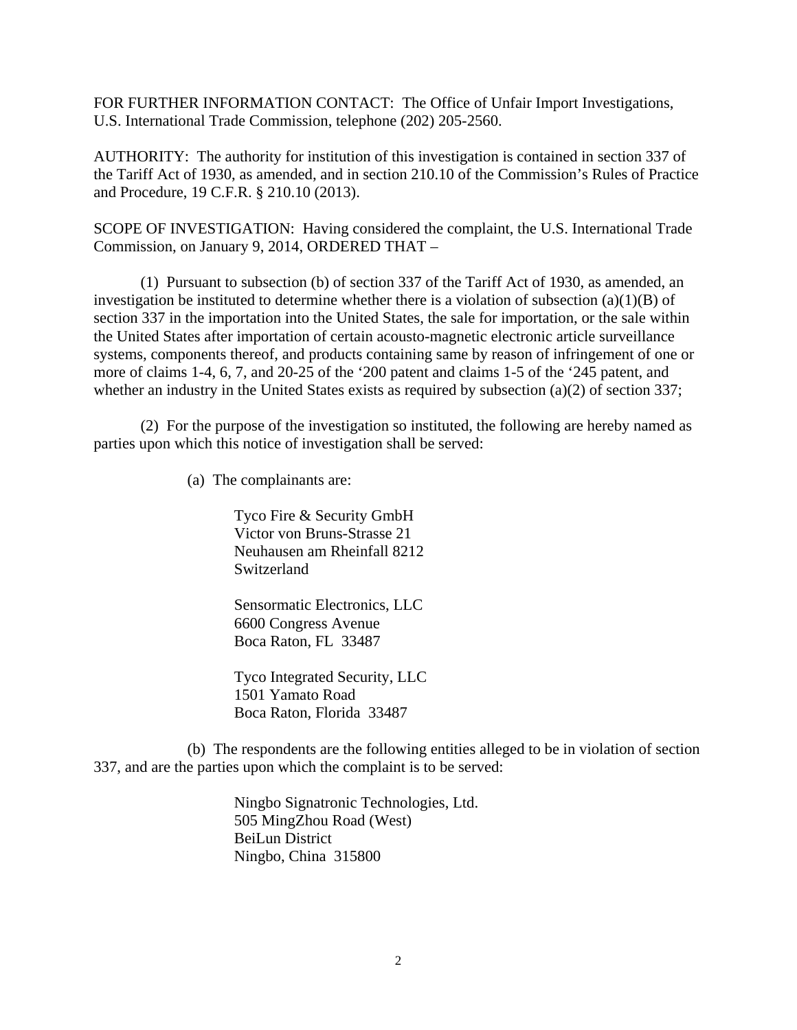FOR FURTHER INFORMATION CONTACT: The Office of Unfair Import Investigations, U.S. International Trade Commission, telephone (202) 205-2560.

AUTHORITY: The authority for institution of this investigation is contained in section 337 of the Tariff Act of 1930, as amended, and in section 210.10 of the Commission's Rules of Practice and Procedure, 19 C.F.R. § 210.10 (2013).

SCOPE OF INVESTIGATION: Having considered the complaint, the U.S. International Trade Commission, on January 9, 2014, ORDERED THAT –

(1) Pursuant to subsection (b) of section 337 of the Tariff Act of 1930, as amended, an investigation be instituted to determine whether there is a violation of subsection (a)(1)(B) of section 337 in the importation into the United States, the sale for importation, or the sale within the United States after importation of certain acousto-magnetic electronic article surveillance systems, components thereof, and products containing same by reason of infringement of one or more of claims 1-4, 6, 7, and 20-25 of the '200 patent and claims 1-5 of the '245 patent, and whether an industry in the United States exists as required by subsection (a)(2) of section 337;

(2) For the purpose of the investigation so instituted, the following are hereby named as parties upon which this notice of investigation shall be served:

(a) The complainants are:

Tyco Fire & Security GmbH
Victor von Bruns-Strasse 21
Neuhausen am Rheinfall 8212
Switzerland

Sensormatic Electronics, LLC
6600 Congress Avenue
Boca Raton, FL 33487

Tyco Integrated Security, LLC
1501 Yamato Road
Boca Raton, Florida 33487

(b) The respondents are the following entities alleged to be in violation of section 337, and are the parties upon which the complaint is to be served:

Ningbo Signatronic Technologies, Ltd.
505 MingZhou Road (West)
BeiLun District
Ningbo, China 315800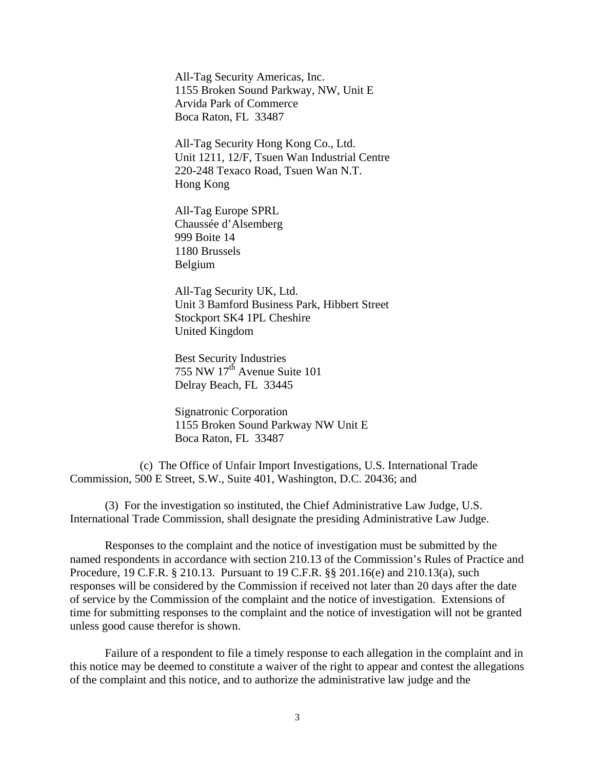All-Tag Security Americas, Inc.
1155 Broken Sound Parkway, NW, Unit E
Arvida Park of Commerce
Boca Raton, FL 33487

All-Tag Security Hong Kong Co., Ltd.
Unit 1211, 12/F, Tsuen Wan Industrial Centre
220-248 Texaco Road, Tsuen Wan N.T.
Hong Kong

All-Tag Europe SPRL
Chaussée d'Alsemberg
999 Boite 14
1180 Brussels
Belgium

All-Tag Security UK, Ltd.
Unit 3 Bamford Business Park, Hibbert Street
Stockport SK4 1PL Cheshire
United Kingdom

Best Security Industries
755 NW 17th Avenue Suite 101
Delray Beach, FL 33445

Signatronic Corporation
1155 Broken Sound Parkway NW Unit E
Boca Raton, FL 33487

(c) The Office of Unfair Import Investigations, U.S. International Trade Commission, 500 E Street, S.W., Suite 401, Washington, D.C. 20436; and

(3) For the investigation so instituted, the Chief Administrative Law Judge, U.S. International Trade Commission, shall designate the presiding Administrative Law Judge.

Responses to the complaint and the notice of investigation must be submitted by the named respondents in accordance with section 210.13 of the Commission's Rules of Practice and Procedure, 19 C.F.R. § 210.13. Pursuant to 19 C.F.R. §§ 201.16(e) and 210.13(a), such responses will be considered by the Commission if received not later than 20 days after the date of service by the Commission of the complaint and the notice of investigation. Extensions of time for submitting responses to the complaint and the notice of investigation will not be granted unless good cause therefor is shown.

Failure of a respondent to file a timely response to each allegation in the complaint and in this notice may be deemed to constitute a waiver of the right to appear and contest the allegations of the complaint and this notice, and to authorize the administrative law judge and the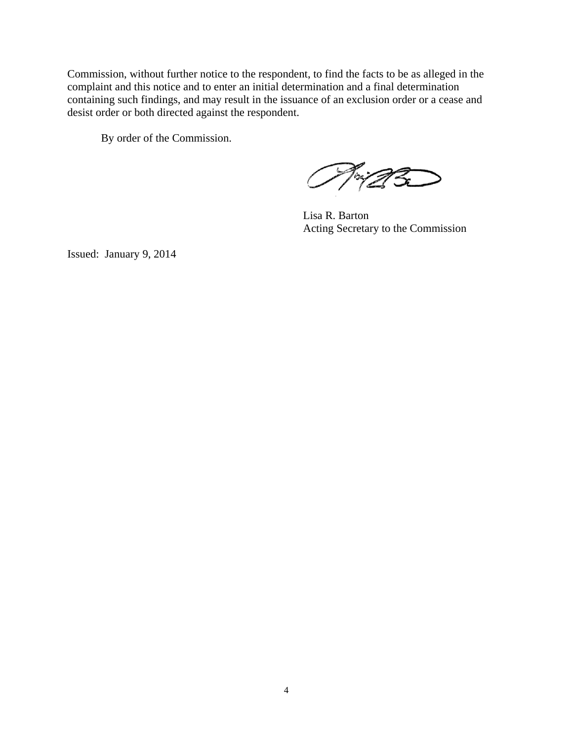Commission, without further notice to the respondent, to find the facts to be as alleged in the complaint and this notice and to enter an initial determination and a final determination containing such findings, and may result in the issuance of an exclusion order or a cease and desist order or both directed against the respondent.

By order of the Commission.

Lisa R. Barton
Acting Secretary to the Commission

Issued: January 9, 2014